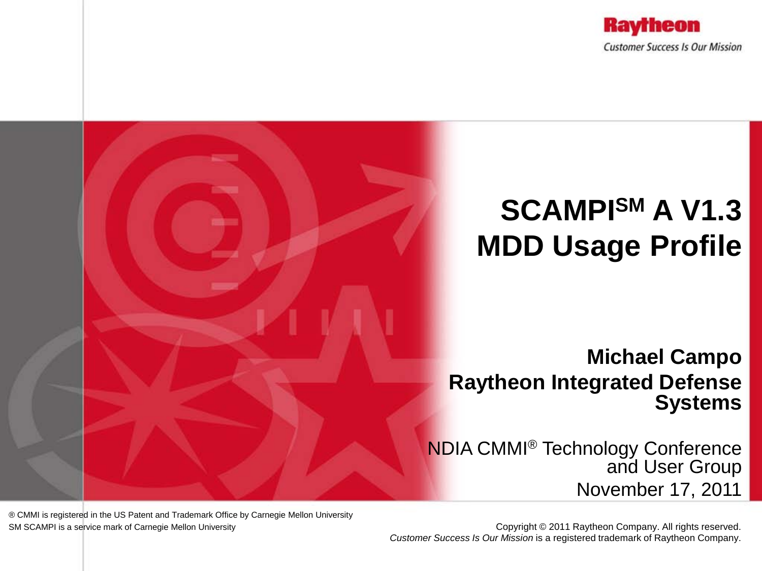Raytheon

*Customer Success Is Our Mission*

# SCAMPI[SM] A V1.3 MDD Usage Profile

**Michael Campo**

**Raytheon Integrated Defense Systems**

NDIA CMMI® Technology Conference and User Group

November 17, 2011

® CMMI is registered in the US Patent and Trademark Office by Carnegie Mellon University

SM SCAMPI is a service mark of Carnegie Mellon University

Copyright © 2011 Raytheon Company. All rights reserved.

*Customer Success Is Our Mission* is a registered trademark of Raytheon Company.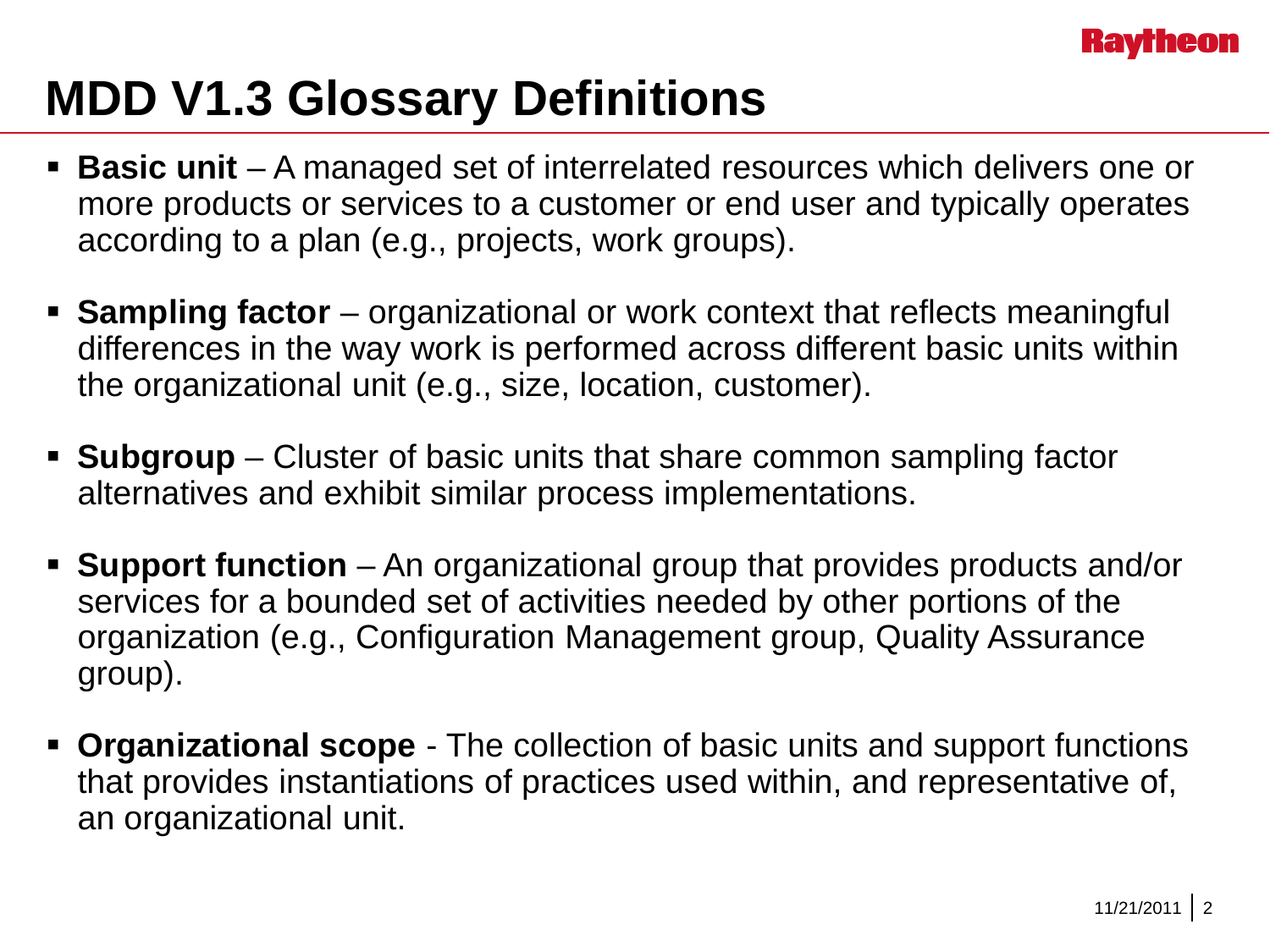# MDD V1.3 Glossary Definitions

- **Basic unit** – A managed set of interrelated resources which delivers one or more products or services to a customer or end user and typically operates according to a plan (e.g., projects, work groups).
- **Sampling factor** – organizational or work context that reflects meaningful differences in the way work is performed across different basic units within the organizational unit (e.g., size, location, customer).
- **Subgroup** – Cluster of basic units that share common sampling factor alternatives and exhibit similar process implementations.
- **Support function** – An organizational group that provides products and/or services for a bounded set of activities needed by other portions of the organization (e.g., Configuration Management group, Quality Assurance group).
- **Organizational scope** - The collection of basic units and support functions that provides instantiations of practices used within, and representative of, an organizational unit.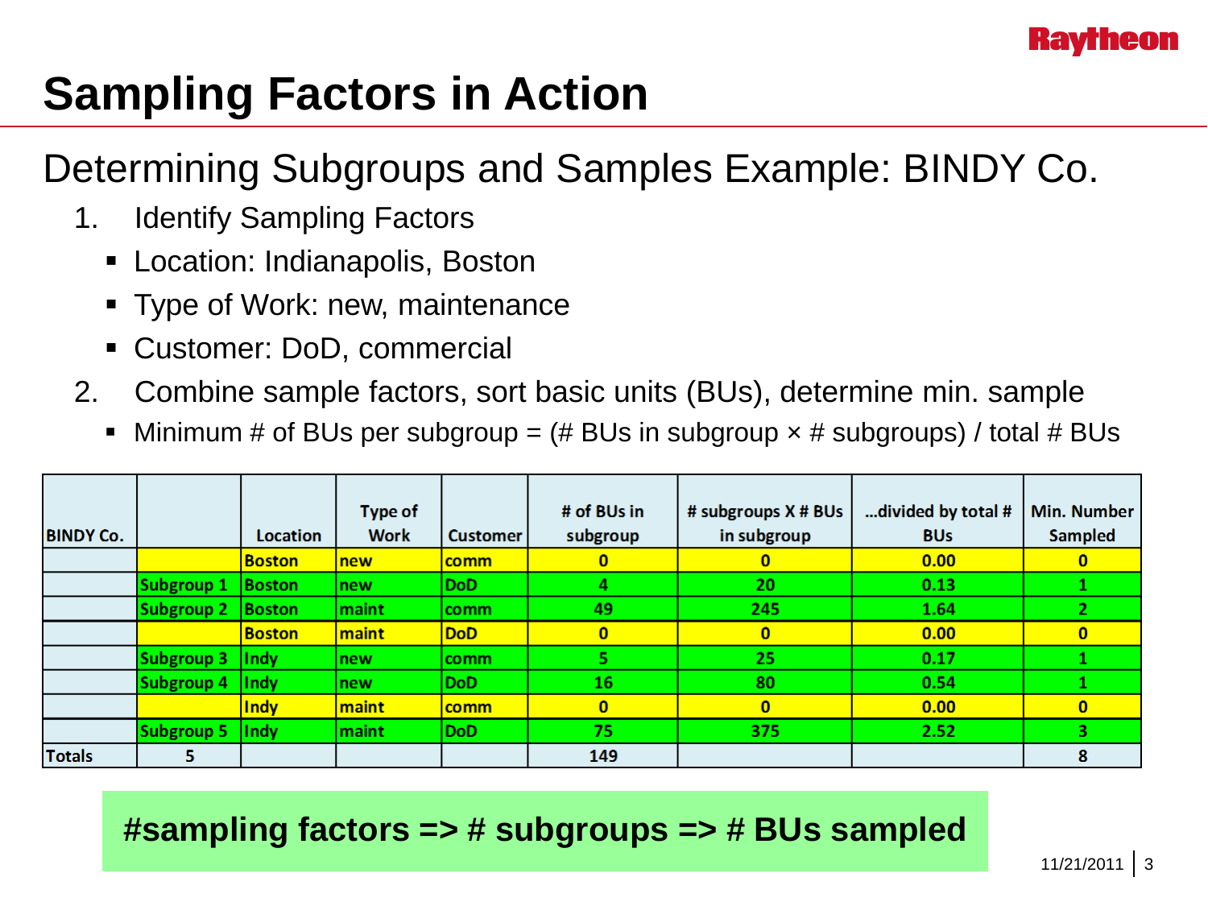# Sampling Factors in Action

## Determining Subgroups and Samples Example: BINDY Co.

1. Identify Sampling Factors
   - Location: Indianapolis, Boston
   - Type of Work: new, maintenance
   - Customer: DoD, commercial
2. Combine sample factors, sort basic units (BUs), determine min. sample
   - Minimum # of BUs per subgroup = (# BUs in subgroup × # subgroups) / total # BUs

| BINDY Co. | | Location | Type of Work | Customer | # of BUs in subgroup | # subgroups X # BUs in subgroup | …divided by total # BUs | Min. Number Sampled |
|---|---|---|---|---|---|---|---|---|
| | | Boston | new | comm | 0 | 0 | 0.00 | 0 |
| | Subgroup 1 | Boston | new | DoD | 4 | 20 | 0.13 | 1 |
| | Subgroup 2 | Boston | maint | comm | 49 | 245 | 1.64 | 2 |
| | | Boston | maint | DoD | 0 | 0 | 0.00 | 0 |
| | Subgroup 3 | Indy | new | comm | 5 | 25 | 0.17 | 1 |
| | Subgroup 4 | Indy | new | DoD | 16 | 80 | 0.54 | 1 |
| | | Indy | maint | comm | 0 | 0 | 0.00 | 0 |
| | Subgroup 5 | Indy | maint | DoD | 75 | 375 | 2.52 | 3 |
| Totals | 5 | | | | 149 | | | 8 |

**#sampling factors => # subgroups => # BUs sampled**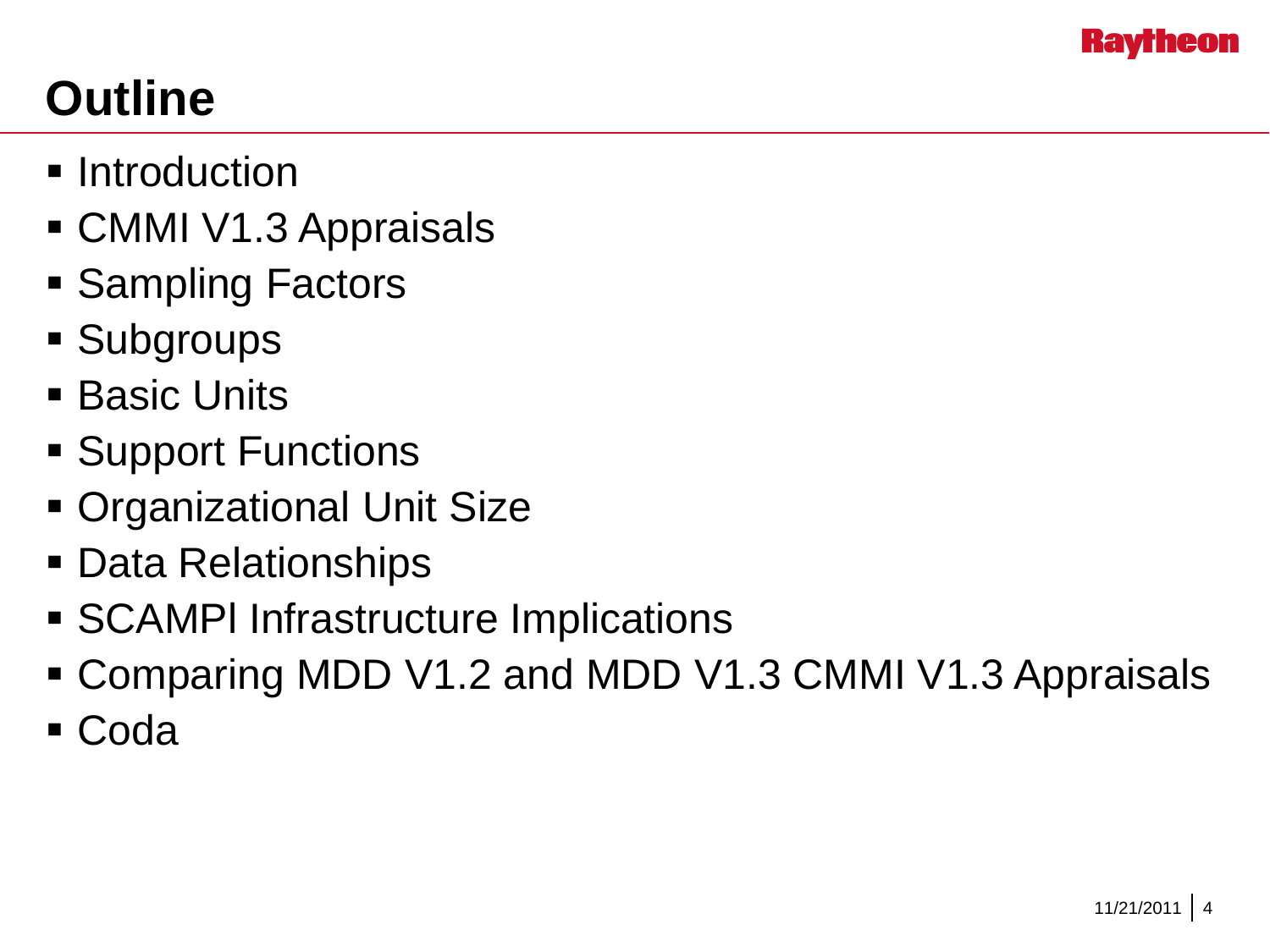# Outline

- Introduction
- CMMI V1.3 Appraisals
- Sampling Factors
- Subgroups
- Basic Units
- Support Functions
- Organizational Unit Size
- Data Relationships
- SCAMPI Infrastructure Implications
- Comparing MDD V1.2 and MDD V1.3 CMMI V1.3 Appraisals
- Coda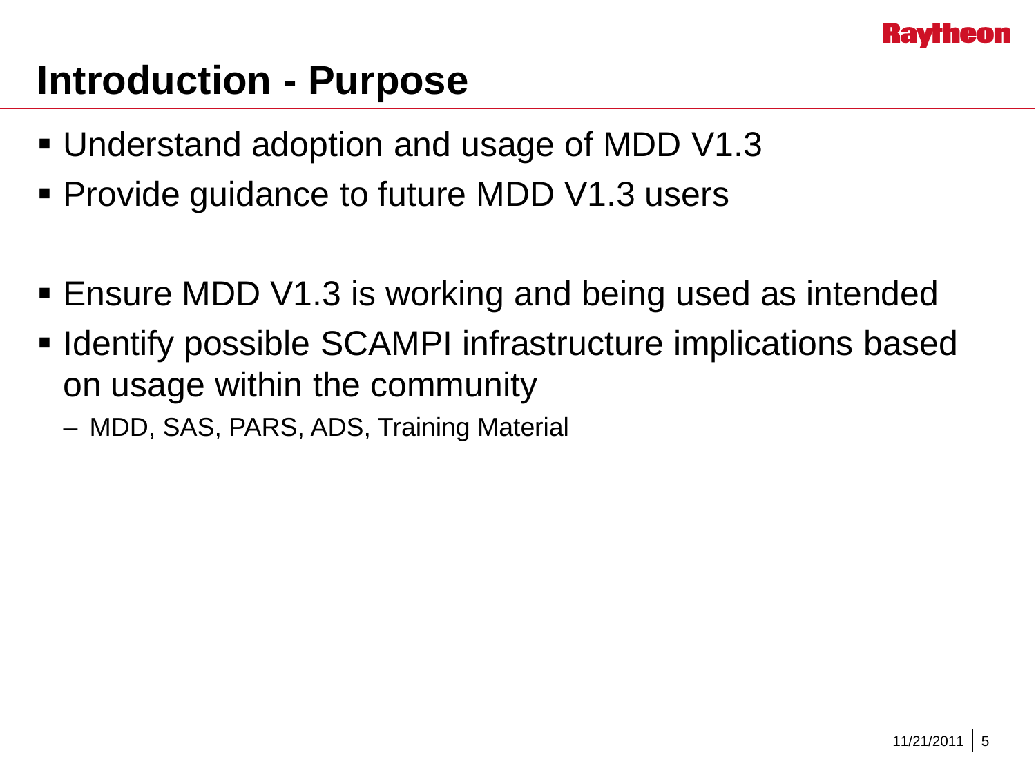# Introduction - Purpose

- Understand adoption and usage of MDD V1.3
- Provide guidance to future MDD V1.3 users

- Ensure MDD V1.3 is working and being used as intended
- Identify possible SCAMPI infrastructure implications based on usage within the community
  - MDD, SAS, PARS, ADS, Training Material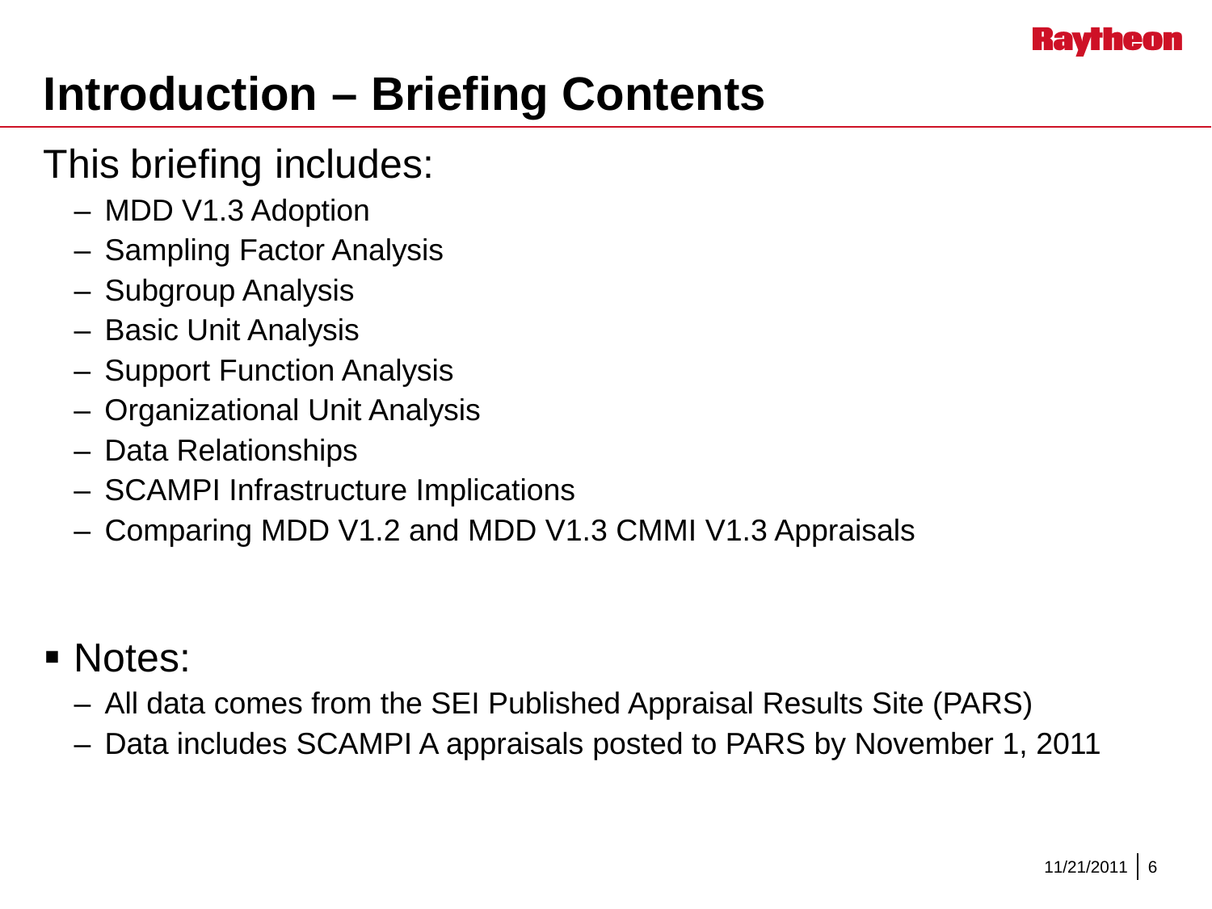# Introduction – Briefing Contents

This briefing includes:

- MDD V1.3 Adoption
- Sampling Factor Analysis
- Subgroup Analysis
- Basic Unit Analysis
- Support Function Analysis
- Organizational Unit Analysis
- Data Relationships
- SCAMPI Infrastructure Implications
- Comparing MDD V1.2 and MDD V1.3 CMMI V1.3 Appraisals

- Notes:
  - All data comes from the SEI Published Appraisal Results Site (PARS)
  - Data includes SCAMPI A appraisals posted to PARS by November 1, 2011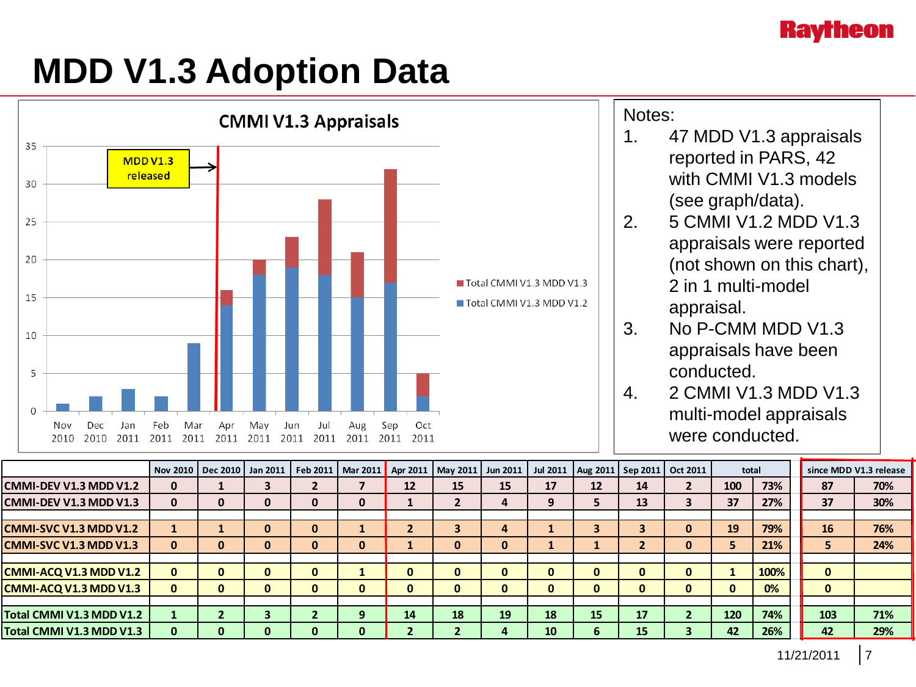# MDD V1.3 Adoption Data

**CMMI V1.3 Appraisals**

MDD V1.3 released

| | Nov 2010 | Dec 2010 | Jan 2011 | Feb 2011 | Mar 2011 | Apr 2011 | May 2011 | Jun 2011 | Jul 2011 | Aug 2011 | Sep 2011 | Oct 2011 |
|---|---|---|---|---|---|---|---|---|---|---|---|---|
| Total CMMI V1.3 MDD V1.2 | 1 | 2 | 3 | 2 | 9 | 14 | 18 | 19 | 18 | 15 | 17 | 2 |
| Total CMMI V1.3 MDD V1.3 | 0 | 0 | 0 | 0 | 0 | 2 | 2 | 4 | 10 | 6 | 15 | 3 |

Notes:

1. 47 MDD V1.3 appraisals reported in PARS, 42 with CMMI V1.3 models (see graph/data).
2. 5 CMMI V1.2 MDD V1.3 appraisals were reported (not shown on this chart), 2 in 1 multi-model appraisal.
3. No P-CMM MDD V1.3 appraisals have been conducted.
4. 2 CMMI V1.3 MDD V1.3 multi-model appraisals were conducted.

| | Nov 2010 | Dec 2010 | Jan 2011 | Feb 2011 | Mar 2011 | Apr 2011 | May 2011 | Jun 2011 | Jul 2011 | Aug 2011 | Sep 2011 | Oct 2011 | total | | since MDD V1.3 release | |
|---|---|---|---|---|---|---|---|---|---|---|---|---|---|---|---|---|
| **CMMI-DEV V1.3 MDD V1.2** | 0 | 1 | 3 | 2 | 7 | 12 | 15 | 15 | 17 | 12 | 14 | 2 | 100 | 73% | 87 | 70% |
| **CMMI-DEV V1.3 MDD V1.3** | 0 | 0 | 0 | 0 | 0 | 1 | 2 | 4 | 9 | 5 | 13 | 3 | 37 | 27% | 37 | 30% |
| | | | | | | | | | | | | | | | | |
| **CMMI-SVC V1.3 MDD V1.2** | 1 | 1 | 0 | 0 | 1 | 2 | 3 | 4 | 1 | 3 | 3 | 0 | 19 | 79% | 16 | 76% |
| **CMMI-SVC V1.3 MDD V1.3** | 0 | 0 | 0 | 0 | 0 | 1 | 0 | 0 | 1 | 1 | 2 | 0 | 5 | 21% | 5 | 24% |
| | | | | | | | | | | | | | | | | |
| **CMMI-ACQ V1.3 MDD V1.2** | 0 | 0 | 0 | 0 | 1 | 0 | 0 | 0 | 0 | 0 | 0 | 0 | 1 | 100% | 0 | |
| **CMMI-ACQ V1.3 MDD V1.3** | 0 | 0 | 0 | 0 | 0 | 0 | 0 | 0 | 0 | 0 | 0 | 0 | 0 | 0% | 0 | |
| | | | | | | | | | | | | | | | | |
| **Total CMMI V1.3 MDD V1.2** | 1 | 2 | 3 | 2 | 9 | 14 | 18 | 19 | 18 | 15 | 17 | 2 | 120 | 74% | 103 | 71% |
| **Total CMMI V1.3 MDD V1.3** | 0 | 0 | 0 | 0 | 0 | 2 | 2 | 4 | 10 | 6 | 15 | 3 | 42 | 26% | 42 | 29% |

11/21/2011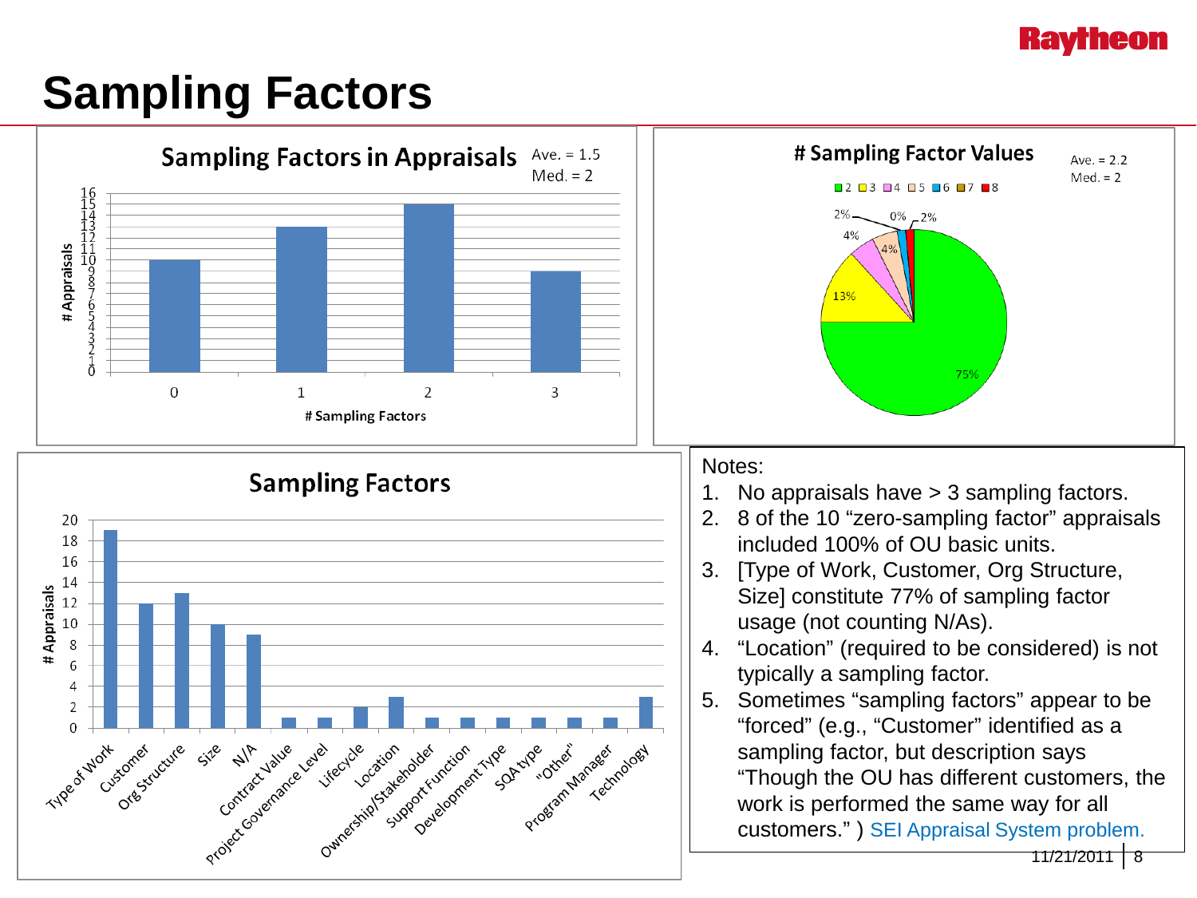# Sampling Factors

**Sampling Factors in Appraisals**

Ave. = 1.5
Med. = 2

| # Sampling Factors | # Appraisals |
|---|---|
| 0 | 10 |
| 1 | 13 |
| 2 | 15 |
| 3 | 9 |

**# Sampling Factor Values**

Ave. = 2.2
Med. = 2

| Value | Percent |
|---|---|
| 2 | 75% |
| 3 | 13% |
| 4 | 4% |
| 5 | 4% |
| 6 | 2% |
| 7 | 0% |
| 8 | 2% |

**Sampling Factors**

| Sampling Factor | # Appraisals |
|---|---|
| Type of Work | 19 |
| Customer | 12 |
| Org Structure | 13 |
| Size | 10 |
| N/A | 9 |
| Contract Value | 1 |
| Project Governance Level | 1 |
| Lifecycle | 2 |
| Location | 3 |
| Ownership/Stakeholder | 1 |
| Support Function | 1 |
| Development Type | 1 |
| SOA type | 1 |
| "Other" | 1 |
| Program Manager | 1 |
| Technology | 3 |

Notes:

1. No appraisals have > 3 sampling factors.
2. 8 of the 10 "zero-sampling factor" appraisals included 100% of OU basic units.
3. [Type of Work, Customer, Org Structure, Size] constitute 77% of sampling factor usage (not counting N/As).
4. "Location" (required to be considered) is not typically a sampling factor.
5. Sometimes "sampling factors" appear to be "forced" (e.g., "Customer" identified as a sampling factor, but description says "Though the OU has different customers, the work is performed the same way for all customers." ) SEI Appraisal System problem.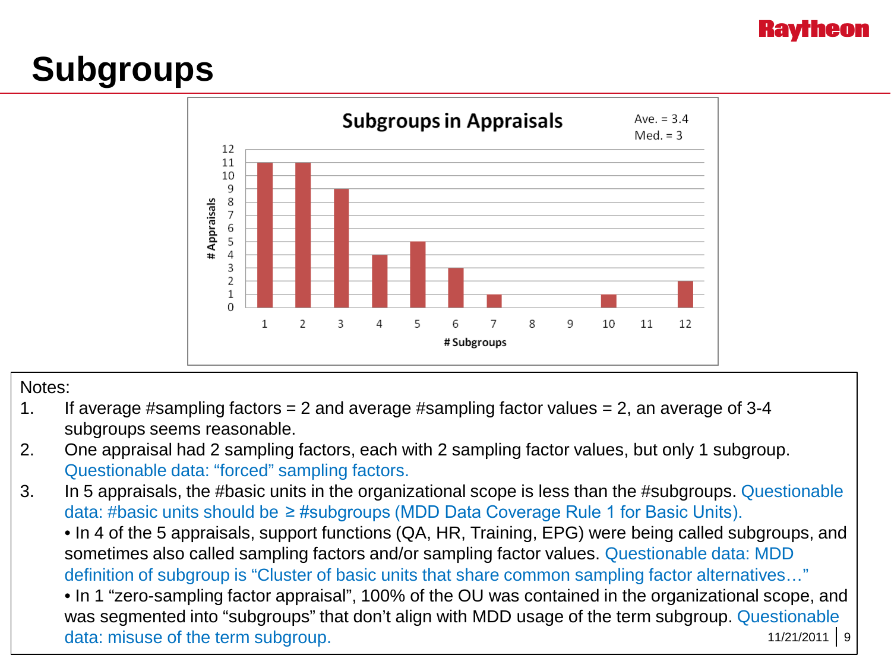# Subgroups

**Subgroups in Appraisals**

Ave. = 3.4
Med. = 3

| # Subgroups | # Appraisals |
|---|---|
| 1 | 11 |
| 2 | 11 |
| 3 | 9 |
| 4 | 4 |
| 5 | 5 |
| 6 | 3 |
| 7 | 1 |
| 8 | 0 |
| 9 | 0 |
| 10 | 1 |
| 11 | 0 |
| 12 | 2 |

Notes:

1. If average #sampling factors = 2 and average #sampling factor values = 2, an average of 3-4 subgroups seems reasonable.
2. One appraisal had 2 sampling factors, each with 2 sampling factor values, but only 1 subgroup. Questionable data: "forced" sampling factors.
3. In 5 appraisals, the #basic units in the organizational scope is less than the #subgroups. Questionable data: #basic units should be ≥ #subgroups (MDD Data Coverage Rule 1 for Basic Units).
   - In 4 of the 5 appraisals, support functions (QA, HR, Training, EPG) were being called subgroups, and sometimes also called sampling factors and/or sampling factor values. Questionable data: MDD definition of subgroup is "Cluster of basic units that share common sampling factor alternatives…"
   - In 1 "zero-sampling factor appraisal", 100% of the OU was contained in the organizational scope, and was segmented into "subgroups" that don't align with MDD usage of the term subgroup. Questionable data: misuse of the term subgroup.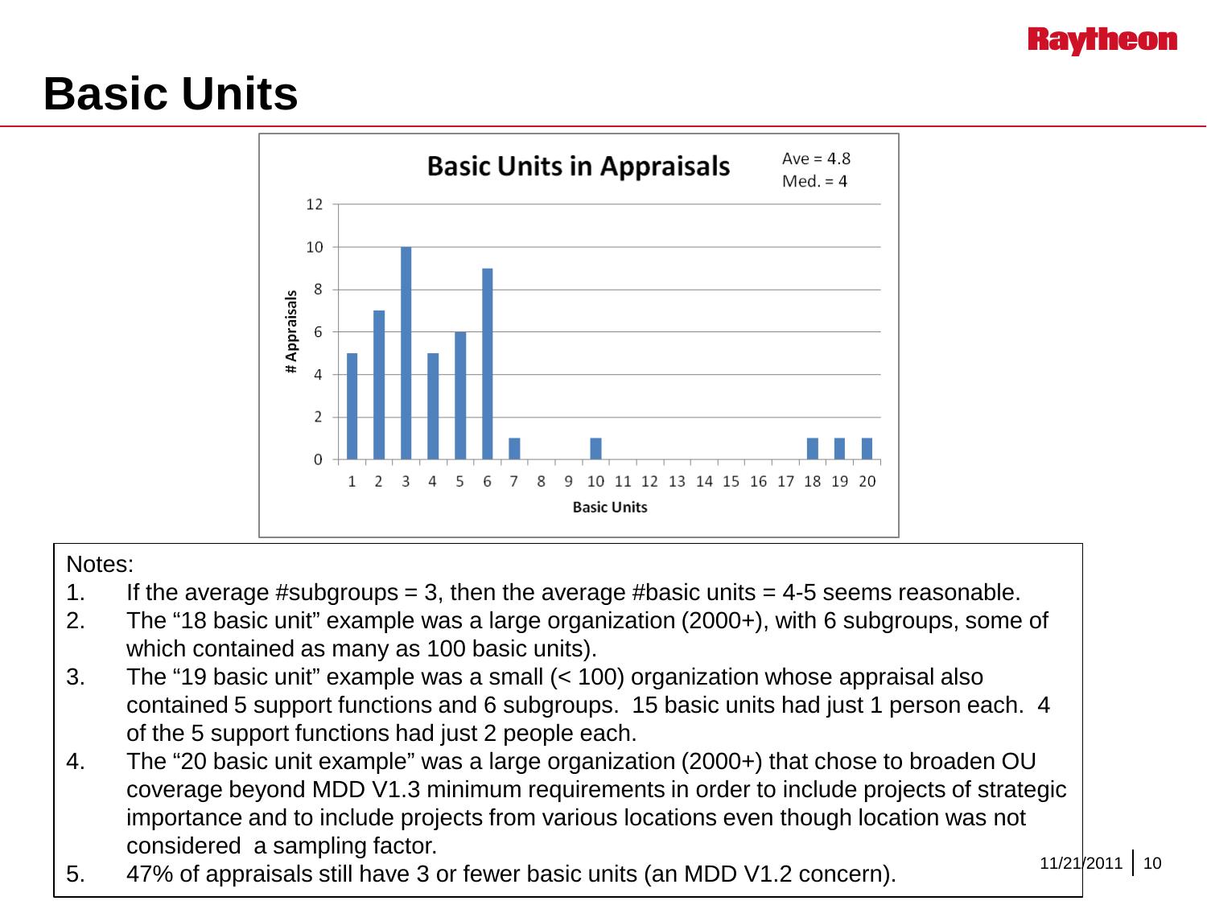# Basic Units

**Basic Units in Appraisals**

Ave = 4.8
Med. = 4

| Basic Units | # Appraisals |
|---|---|
| 1 | 5 |
| 2 | 7 |
| 3 | 10 |
| 4 | 5 |
| 5 | 6 |
| 6 | 9 |
| 7 | 1 |
| 8 | 0 |
| 9 | 0 |
| 10 | 1 |
| 11 | 0 |
| 12 | 0 |
| 13 | 0 |
| 14 | 0 |
| 15 | 0 |
| 16 | 0 |
| 17 | 0 |
| 18 | 1 |
| 19 | 1 |
| 20 | 1 |

Notes:

1. If the average #subgroups = 3, then the average #basic units = 4-5 seems reasonable.
2. The "18 basic unit" example was a large organization (2000+), with 6 subgroups, some of which contained as many as 100 basic units).
3. The "19 basic unit" example was a small (< 100) organization whose appraisal also contained 5 support functions and 6 subgroups. 15 basic units had just 1 person each. 4 of the 5 support functions had just 2 people each.
4. The "20 basic unit example" was a large organization (2000+) that chose to broaden OU coverage beyond MDD V1.3 minimum requirements in order to include projects of strategic importance and to include projects from various locations even though location was not considered a sampling factor.
5. 47% of appraisals still have 3 or fewer basic units (an MDD V1.2 concern).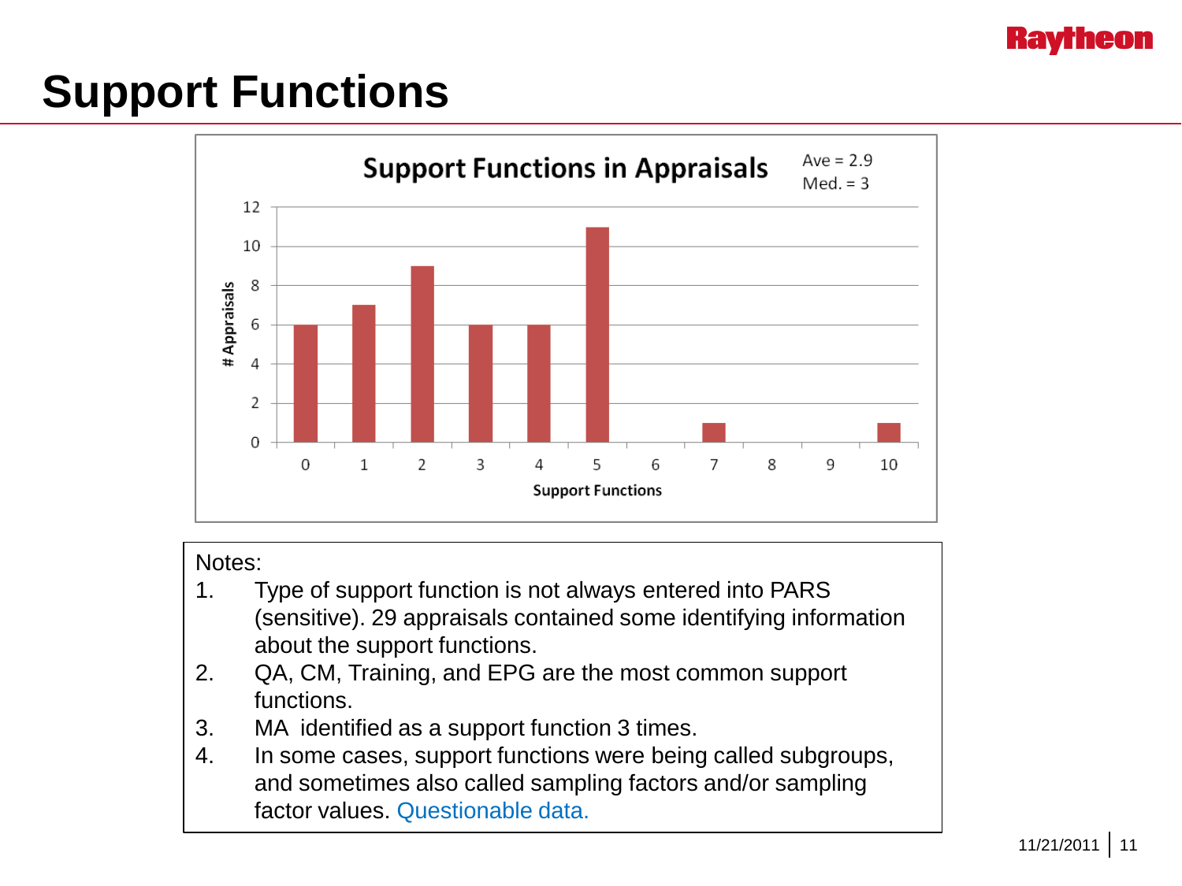# Support Functions

**Support Functions in Appraisals**

Ave = 2.9
Med. = 3

| Support Functions | # Appraisals |
|---|---|
| 0 | 6 |
| 1 | 7 |
| 2 | 9 |
| 3 | 6 |
| 4 | 6 |
| 5 | 11 |
| 6 | 0 |
| 7 | 1 |
| 8 | 0 |
| 9 | 0 |
| 10 | 1 |

Notes:

1. Type of support function is not always entered into PARS (sensitive). 29 appraisals contained some identifying information about the support functions.
2. QA, CM, Training, and EPG are the most common support functions.
3. MA identified as a support function 3 times.
4. In some cases, support functions were being called subgroups, and sometimes also called sampling factors and/or sampling factor values. Questionable data.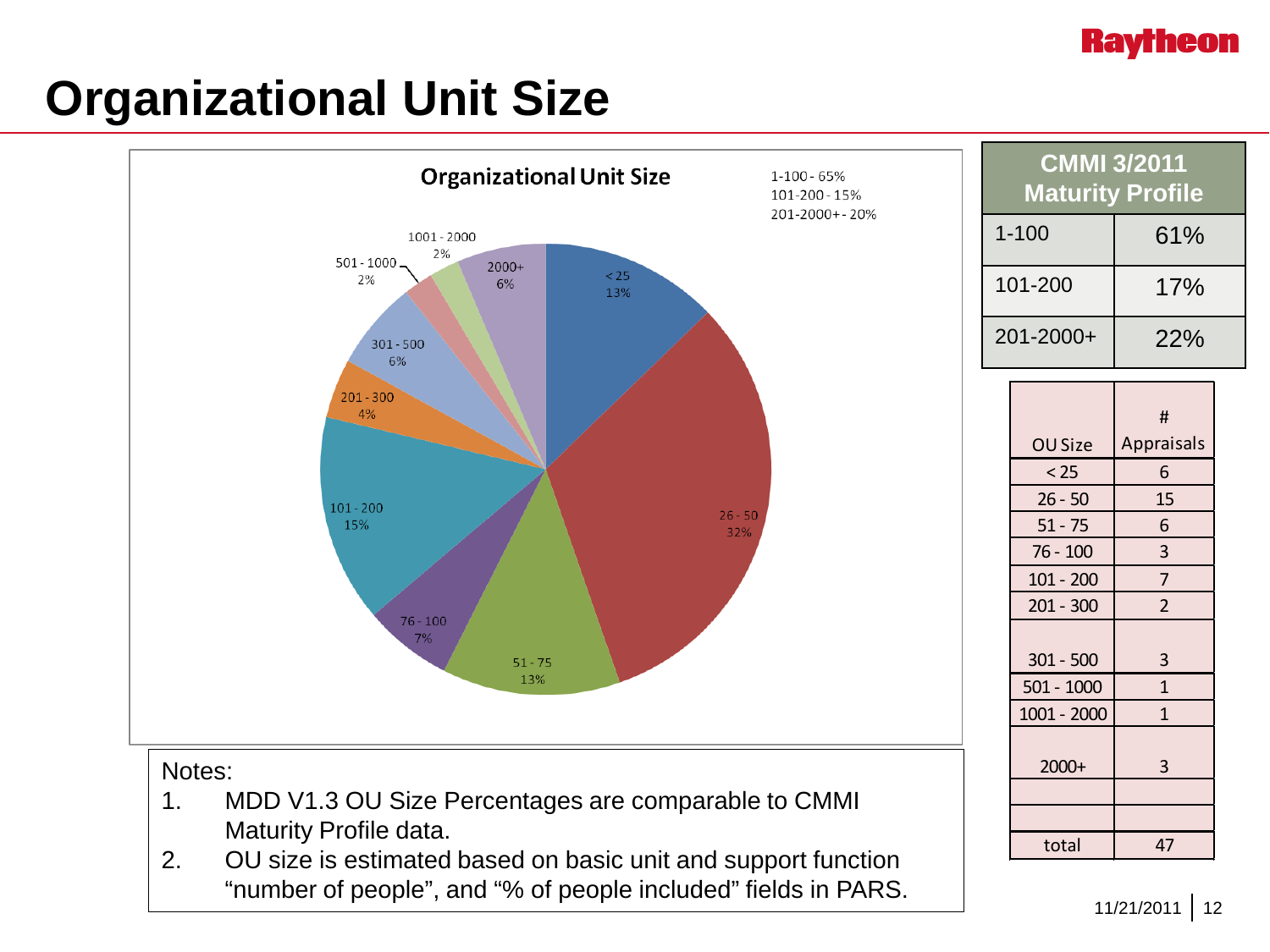# Organizational Unit Size

**Organizational Unit Size**

1-100 - 65%
101-200 - 15%
201-2000+ - 20%

| OU Size | Percentage |
|---|---|
| < 25 | 13% |
| 26 - 50 | 32% |
| 51 - 75 | 13% |
| 76 - 100 | 7% |
| 101 - 200 | 15% |
| 201 - 300 | 4% |
| 301 - 500 | 6% |
| 501 - 1000 | 2% |
| 1001 - 2000 | 2% |
| 2000+ | 6% |

| CMMI 3/2011 Maturity Profile | |
|---|---|
| 1-100 | 61% |
| 101-200 | 17% |
| 201-2000+ | 22% |

| OU Size | # Appraisals |
|---|---|
| < 25 | 6 |
| 26 - 50 | 15 |
| 51 - 75 | 6 |
| 76 - 100 | 3 |
| 101 - 200 | 7 |
| 201 - 300 | 2 |
| 301 - 500 | 3 |
| 501 - 1000 | 1 |
| 1001 - 2000 | 1 |
| 2000+ | 3 |
| | |
| | |
| total | 47 |

Notes:

1. MDD V1.3 OU Size Percentages are comparable to CMMI Maturity Profile data.
2. OU size is estimated based on basic unit and support function "number of people", and "% of people included" fields in PARS.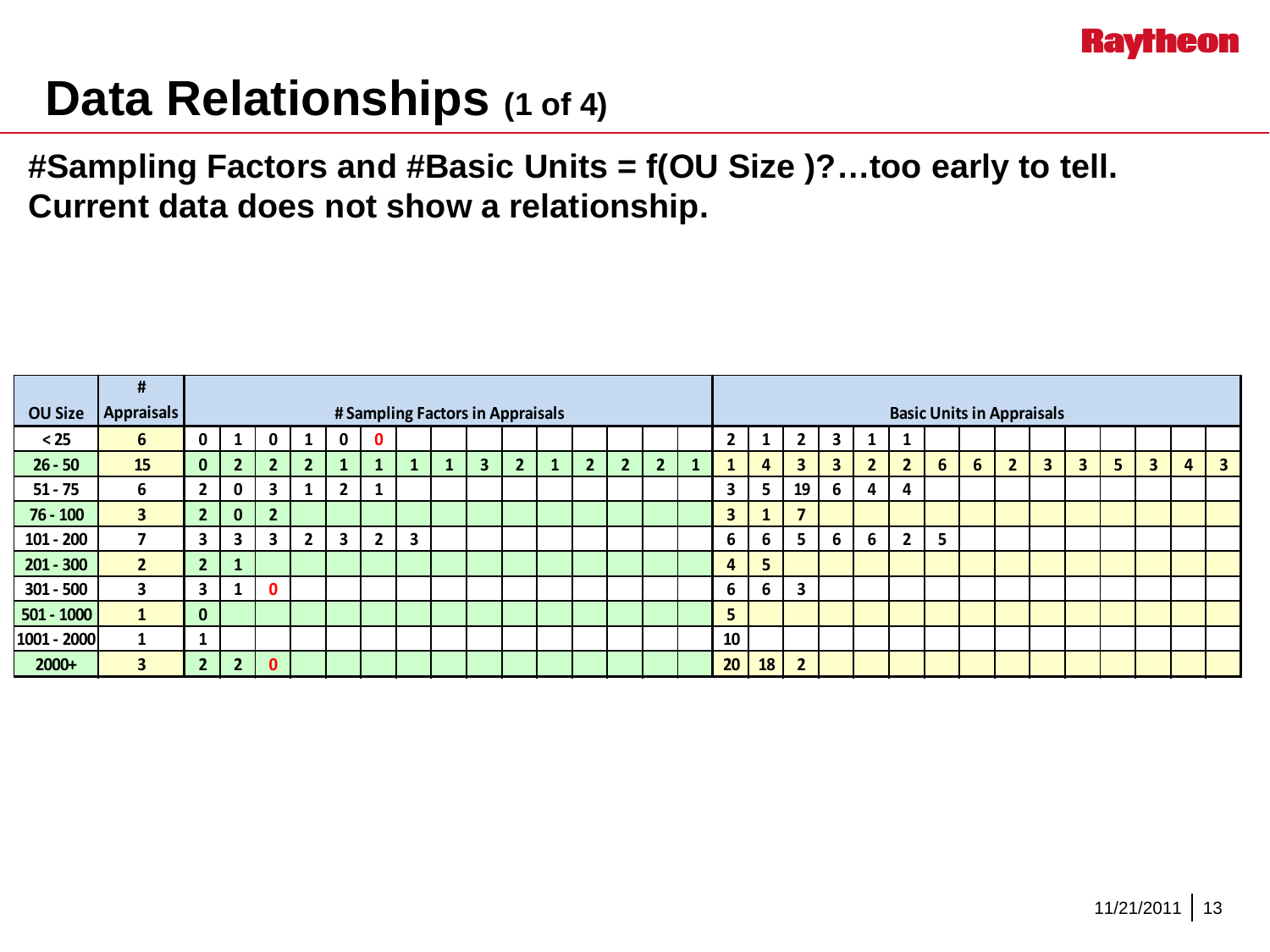# Data Relationships (1 of 4)

**#Sampling Factors and #Basic Units = f(OU Size )?…too early to tell. Current data does not show a relationship.**

| OU Size | # Appraisals | # Sampling Factors in Appraisals | | | | | | | | | | | | | | | Basic Units in Appraisals | | | | | | | | | | | | | | |
|---|---|---|---|---|---|---|---|---|---|---|---|---|---|---|---|---|---|---|---|---|---|---|---|---|---|---|---|---|---|---|---|
| < 25 | 6 | 0 | 1 | 0 | 1 | 0 | 0 | | | | | | | | | | 2 | 1 | 2 | 3 | 1 | 1 | | | | | | | | | |
| 26 - 50 | 15 | 0 | 2 | 2 | 2 | 1 | 1 | 1 | 1 | 3 | 2 | 1 | 2 | 2 | 2 | 1 | 1 | 4 | 3 | 3 | 2 | 2 | 6 | 6 | 2 | 3 | 3 | 5 | 3 | 4 | 3 |
| 51 - 75 | 6 | 2 | 0 | 3 | 1 | 2 | 1 | | | | | | | | | | 3 | 5 | 19 | 6 | 4 | 4 | | | | | | | | | |
| 76 - 100 | 3 | 2 | 0 | 2 | | | | | | | | | | | | | 3 | 1 | 7 | | | | | | | | | | | | |
| 101 - 200 | 7 | 3 | 3 | 3 | 2 | 3 | 2 | 3 | | | | | | | | | 6 | 6 | 5 | 6 | 6 | 2 | 5 | | | | | | | | |
| 201 - 300 | 2 | 2 | 1 | | | | | | | | | | | | | | 4 | 5 | | | | | | | | | | | | | |
| 301 - 500 | 3 | 3 | 1 | 0 | | | | | | | | | | | | | 6 | 6 | 3 | | | | | | | | | | | | |
| 501 - 1000 | 1 | 0 | | | | | | | | | | | | | | | 5 | | | | | | | | | | | | | | |
| 1001 - 2000 | 1 | 1 | | | | | | | | | | | | | | | 10 | | | | | | | | | | | | | | |
| 2000+ | 3 | 2 | 2 | 0 | | | | | | | | | | | | | 20 | 18 | 2 | | | | | | | | | | | | |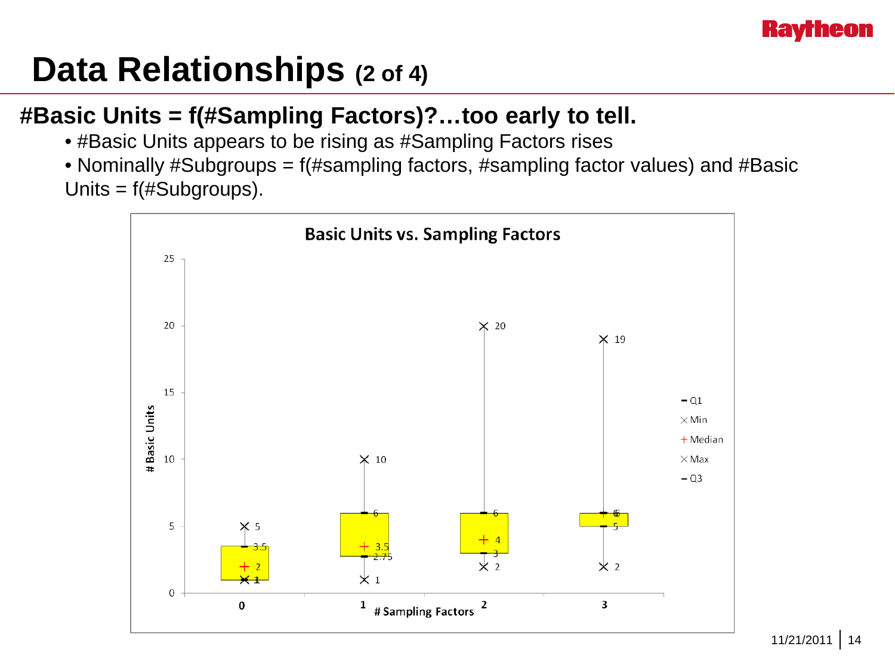# Data Relationships (2 of 4)

## #Basic Units = f(#Sampling Factors)?…too early to tell.

- #Basic Units appears to be rising as #Sampling Factors rises
- Nominally #Subgroups = f(#sampling factors, #sampling factor values) and #Basic Units = f(#Subgroups).

**Basic Units vs. Sampling Factors**

| # Sampling Factors | Min | Q1 | Median | Q3 | Max |
|---|---|---|---|---|---|
| 0 | 1 | 1 | 2 | 3.5 | 5 |
| 1 | 1 | 2.75 | 3.5 | 6 | 10 |
| 2 | 2 | 3 | 4 | 6 | 20 |
| 3 | 2 | 5 | 6 | 6 | 19 |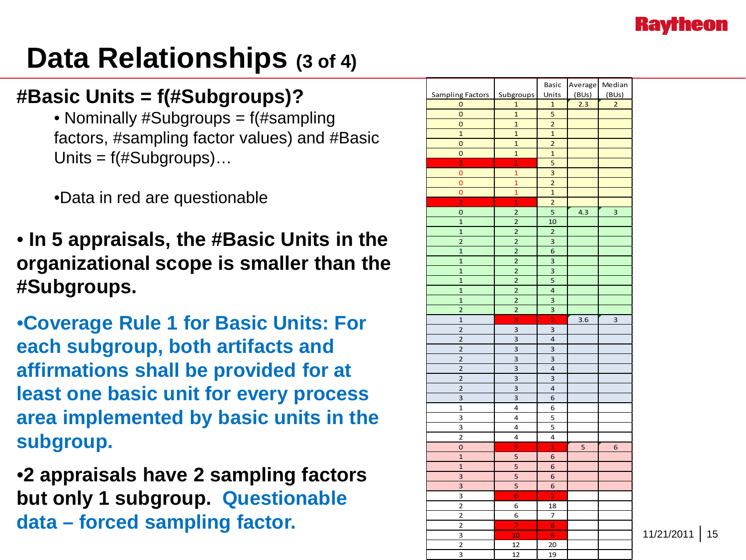# Data Relationships (3 of 4)

## #Basic Units = f(#Subgroups)?

- Nominally #Subgroups = f(#sampling factors, #sampling factor values) and #Basic Units = f(#Subgroups)…
- Data in red are questionable

- **In 5 appraisals, the #Basic Units in the organizational scope is smaller than the #Subgroups.**

- **Coverage Rule 1 for Basic Units: For each subgroup, both artifacts and affirmations shall be provided for at least one basic unit for every process area implemented by basic units in the subgroup.**

- **2 appraisals have 2 sampling factors but only 1 subgroup. Questionable data – forced sampling factor.**

| Sampling Factors | Subgroups | Basic Units | Average (BUs) | Median (BUs) |
|---|---|---|---|---|
| 0 | 1 | 1 | 2.3 | 2 |
| 0 | 1 | 5 | | |
| 0 | 1 | 2 | | |
| 1 | 1 | 1 | | |
| 0 | 1 | 2 | | |
| 0 | 1 | 1 | | |
| 2 | 1 | 5 | | |
| 0 | 1 | 3 | | |
| 0 | 1 | 2 | | |
| 0 | 1 | 1 | | |
| 2 | 1 | 2 | | |
| 0 | 2 | 5 | 4.3 | 3 |
| 1 | 2 | 10 | | |
| 1 | 2 | 2 | | |
| 2 | 2 | 3 | | |
| 1 | 2 | 6 | | |
| 1 | 2 | 3 | | |
| 1 | 2 | 3 | | |
| 1 | 2 | 5 | | |
| 1 | 2 | 4 | | |
| 1 | 2 | 3 | | |
| 2 | 2 | 3 | | |
| 1 | 3 | 2 | 3.6 | 3 |
| 2 | 3 | 3 | | |
| 2 | 3 | 4 | | |
| 2 | 3 | 3 | | |
| 2 | 3 | 3 | | |
| 2 | 3 | 4 | | |
| 2 | 3 | 3 | | |
| 2 | 3 | 4 | | |
| 3 | 3 | 6 | | |
| 1 | 4 | 6 | | |
| 3 | 4 | 5 | | |
| 3 | 4 | 5 | | |
| 2 | 4 | 4 | | |
| 0 | 5 | 1 | 5 | 6 |
| 1 | 5 | 6 | | |
| 1 | 5 | 6 | | |
| 3 | 5 | 6 | | |
| 3 | 5 | 6 | | |
| 3 | 6 | 2 | | |
| 2 | 6 | 18 | | |
| 2 | 6 | 7 | | |
| 2 | 7 | 6 | | |
| 3 | 10 | 6 | | |
| 2 | 12 | 20 | | |
| 3 | 12 | 19 | | |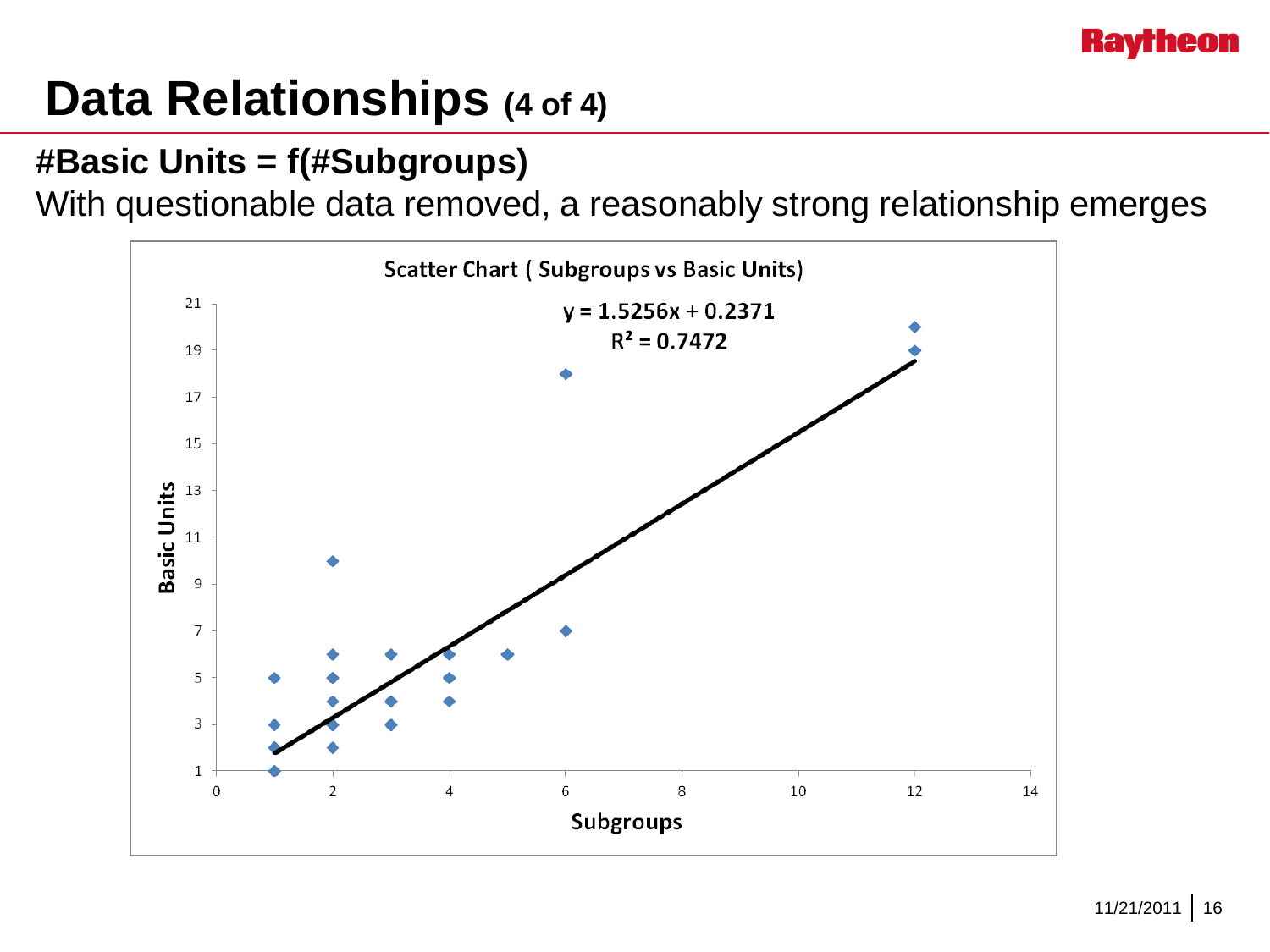# Data Relationships (4 of 4)

## #Basic Units = f(#Subgroups)

With questionable data removed, a reasonably strong relationship emerges

**Scatter Chart ( Subgroups vs Basic Units)**

$y = 1.5256x + 0.2371$

$R^2 = 0.7472$

Basic Units

Subgroups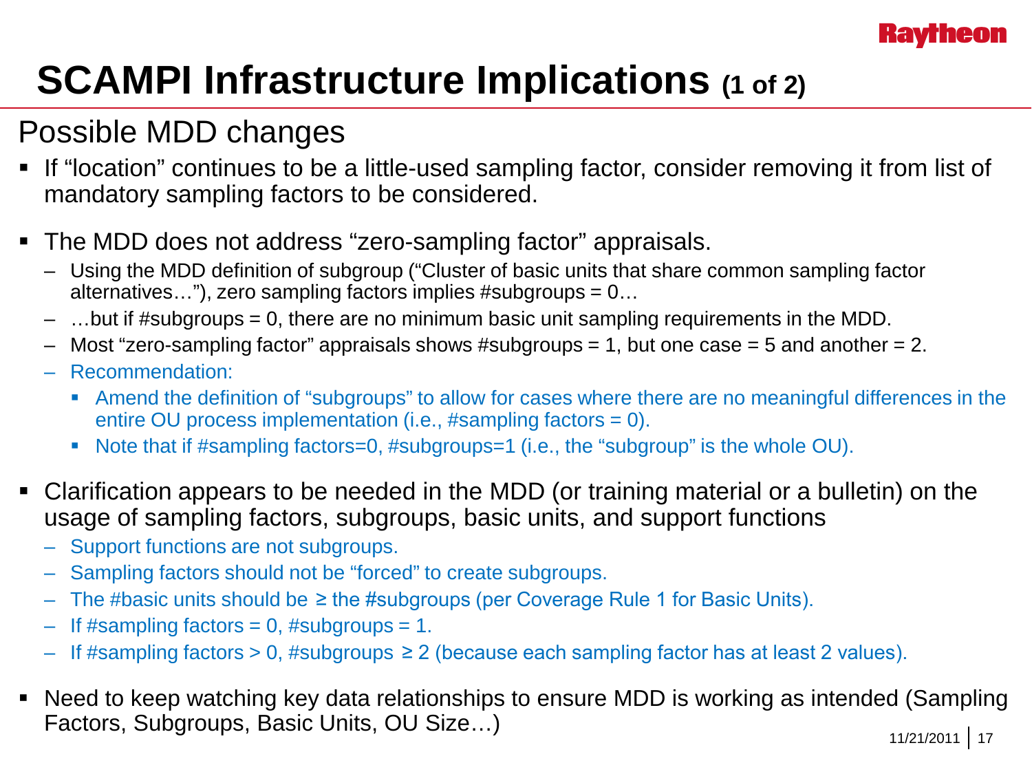# SCAMPI Infrastructure Implications (1 of 2)

## Possible MDD changes

- If "location" continues to be a little-used sampling factor, consider removing it from list of mandatory sampling factors to be considered.
- The MDD does not address "zero-sampling factor" appraisals.
  - Using the MDD definition of subgroup ("Cluster of basic units that share common sampling factor alternatives…"), zero sampling factors implies #subgroups = 0…
  - …but if #subgroups = 0, there are no minimum basic unit sampling requirements in the MDD.
  - Most "zero-sampling factor" appraisals shows #subgroups = 1, but one case = 5 and another = 2.
  - Recommendation:
    - Amend the definition of "subgroups" to allow for cases where there are no meaningful differences in the entire OU process implementation (i.e., #sampling factors = 0).
    - Note that if #sampling factors=0, #subgroups=1 (i.e., the "subgroup" is the whole OU).
- Clarification appears to be needed in the MDD (or training material or a bulletin) on the usage of sampling factors, subgroups, basic units, and support functions
  - Support functions are not subgroups.
  - Sampling factors should not be "forced" to create subgroups.
  - The #basic units should be ≥ the #subgroups (per Coverage Rule 1 for Basic Units).
  - If #sampling factors = 0, #subgroups = 1.
  - If #sampling factors > 0, #subgroups ≥ 2 (because each sampling factor has at least 2 values).
- Need to keep watching key data relationships to ensure MDD is working as intended (Sampling Factors, Subgroups, Basic Units, OU Size…)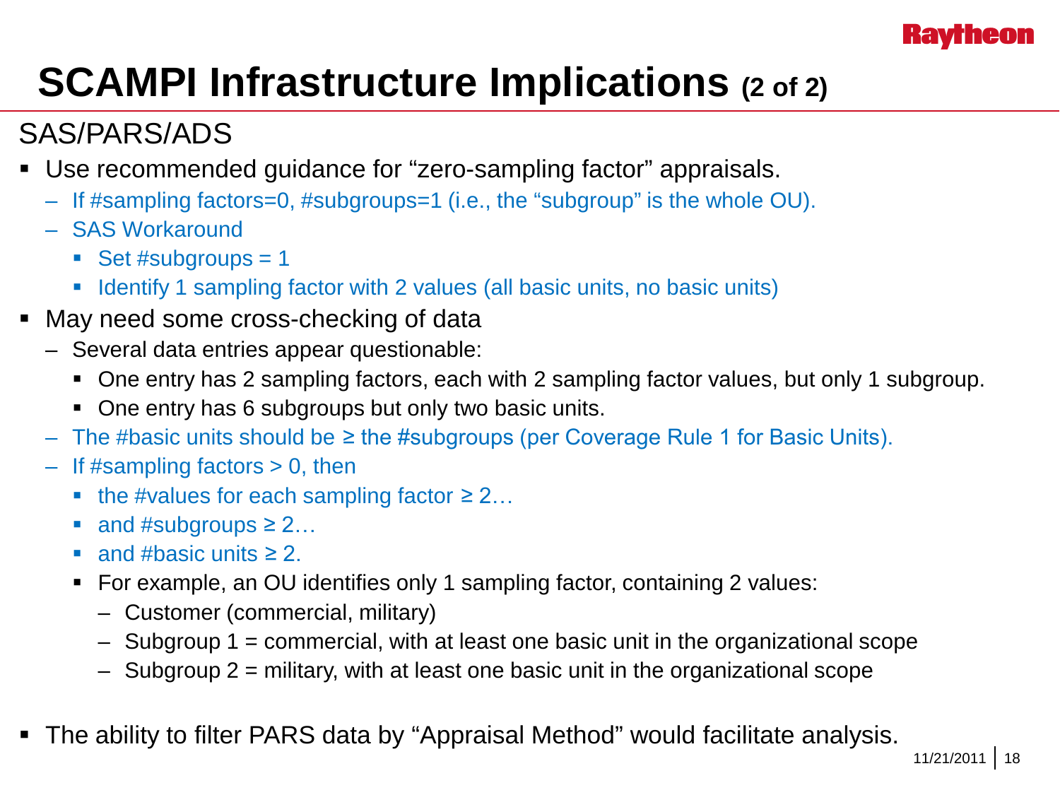# SCAMPI Infrastructure Implications (2 of 2)

## SAS/PARS/ADS

- Use recommended guidance for "zero-sampling factor" appraisals.
  - If #sampling factors=0, #subgroups=1 (i.e., the "subgroup" is the whole OU).
  - SAS Workaround
    - Set #subgroups = 1
    - Identify 1 sampling factor with 2 values (all basic units, no basic units)
- May need some cross-checking of data
  - Several data entries appear questionable:
    - One entry has 2 sampling factors, each with 2 sampling factor values, but only 1 subgroup.
    - One entry has 6 subgroups but only two basic units.
  - The #basic units should be ≥ the #subgroups (per Coverage Rule 1 for Basic Units).
  - If #sampling factors > 0, then
    - the #values for each sampling factor ≥ 2…
    - and #subgroups ≥ 2…
    - and #basic units ≥ 2.
    - For example, an OU identifies only 1 sampling factor, containing 2 values:
      - Customer (commercial, military)
      - Subgroup 1 = commercial, with at least one basic unit in the organizational scope
      - Subgroup 2 = military, with at least one basic unit in the organizational scope
- The ability to filter PARS data by "Appraisal Method" would facilitate analysis.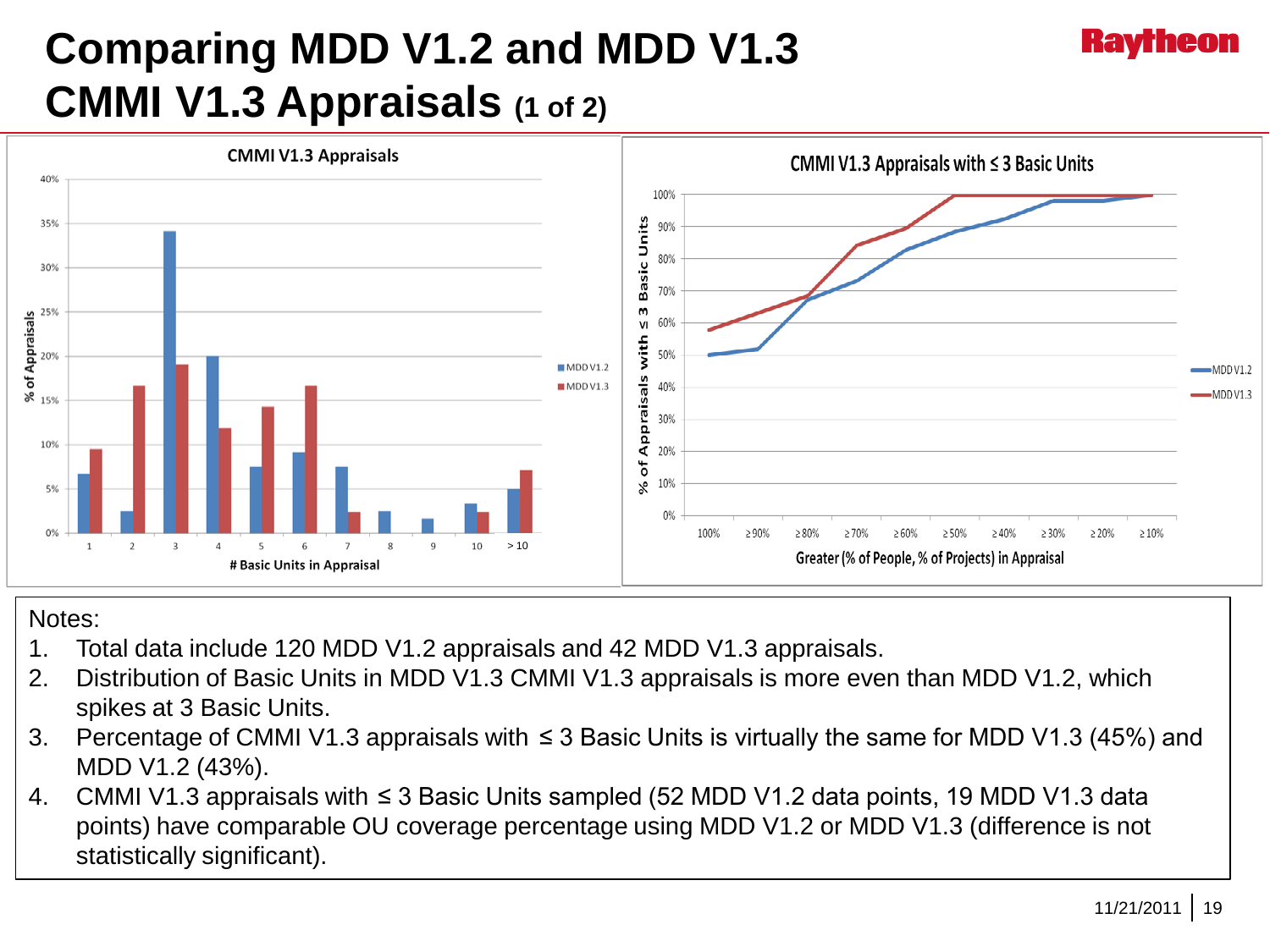# Comparing MDD V1.2 and MDD V1.3 CMMI V1.3 Appraisals (1 of 2)

Notes:

1. Total data include 120 MDD V1.2 appraisals and 42 MDD V1.3 appraisals.
2. Distribution of Basic Units in MDD V1.3 CMMI V1.3 appraisals is more even than MDD V1.2, which spikes at 3 Basic Units.
3. Percentage of CMMI V1.3 appraisals with ≤ 3 Basic Units is virtually the same for MDD V1.3 (45%) and MDD V1.2 (43%).
4. CMMI V1.3 appraisals with ≤ 3 Basic Units sampled (52 MDD V1.2 data points, 19 MDD V1.3 data points) have comparable OU coverage percentage using MDD V1.2 or MDD V1.3 (difference is not statistically significant).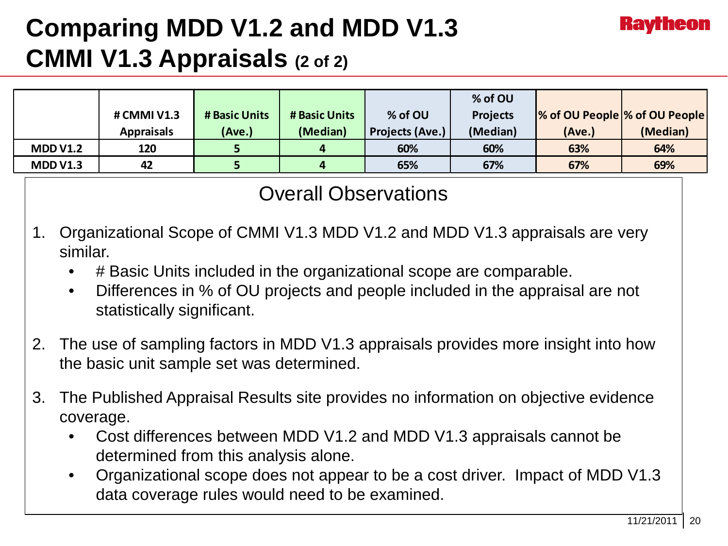# Comparing MDD V1.2 and MDD V1.3 CMMI V1.3 Appraisals (2 of 2)

| | # CMMI V1.3 Appraisals | # Basic Units (Ave.) | # Basic Units (Median) | % of OU Projects (Ave.) | % of OU Projects (Median) | % of OU People (Ave.) | % of OU People (Median) |
|---|---|---|---|---|---|---|---|
| **MDD V1.2** | 120 | 5 | 4 | 60% | 60% | 63% | 64% |
| **MDD V1.3** | 42 | 5 | 4 | 65% | 67% | 67% | 69% |

## Overall Observations

1. Organizational Scope of CMMI V1.3 MDD V1.2 and MDD V1.3 appraisals are very similar.
   - # Basic Units included in the organizational scope are comparable.
   - Differences in % of OU projects and people included in the appraisal are not statistically significant.
2. The use of sampling factors in MDD V1.3 appraisals provides more insight into how the basic unit sample set was determined.
3. The Published Appraisal Results site provides no information on objective evidence coverage.
   - Cost differences between MDD V1.2 and MDD V1.3 appraisals cannot be determined from this analysis alone.
   - Organizational scope does not appear to be a cost driver. Impact of MDD V1.3 data coverage rules would need to be examined.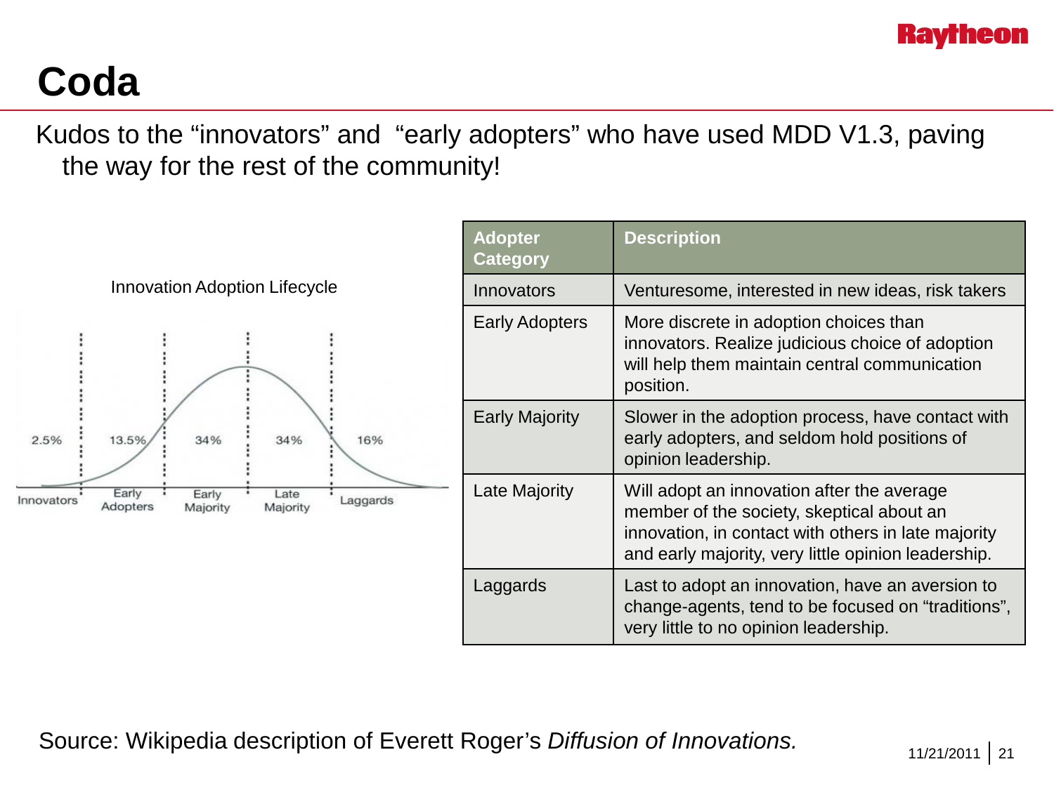# Coda

Kudos to the "innovators" and "early adopters" who have used MDD V1.3, paving the way for the rest of the community!

Innovation Adoption Lifecycle

| Innovators | Early Adopters | Early Majority | Late Majority | Laggards |
|---|---|---|---|---|
| 2.5% | 13.5% | 34% | 34% | 16% |

| Adopter Category | Description |
|---|---|
| Innovators | Venturesome, interested in new ideas, risk takers |
| Early Adopters | More discrete in adoption choices than innovators. Realize judicious choice of adoption will help them maintain central communication position. |
| Early Majority | Slower in the adoption process, have contact with early adopters, and seldom hold positions of opinion leadership. |
| Late Majority | Will adopt an innovation after the average member of the society, skeptical about an innovation, in contact with others in late majority and early majority, very little opinion leadership. |
| Laggards | Last to adopt an innovation, have an aversion to change-agents, tend to be focused on "traditions", very little to no opinion leadership. |

Source: Wikipedia description of Everett Roger's *Diffusion of Innovations.*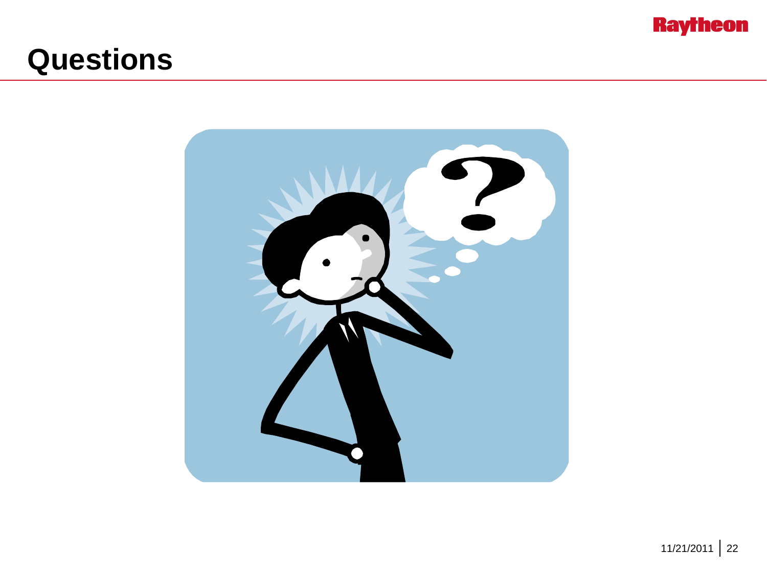# Questions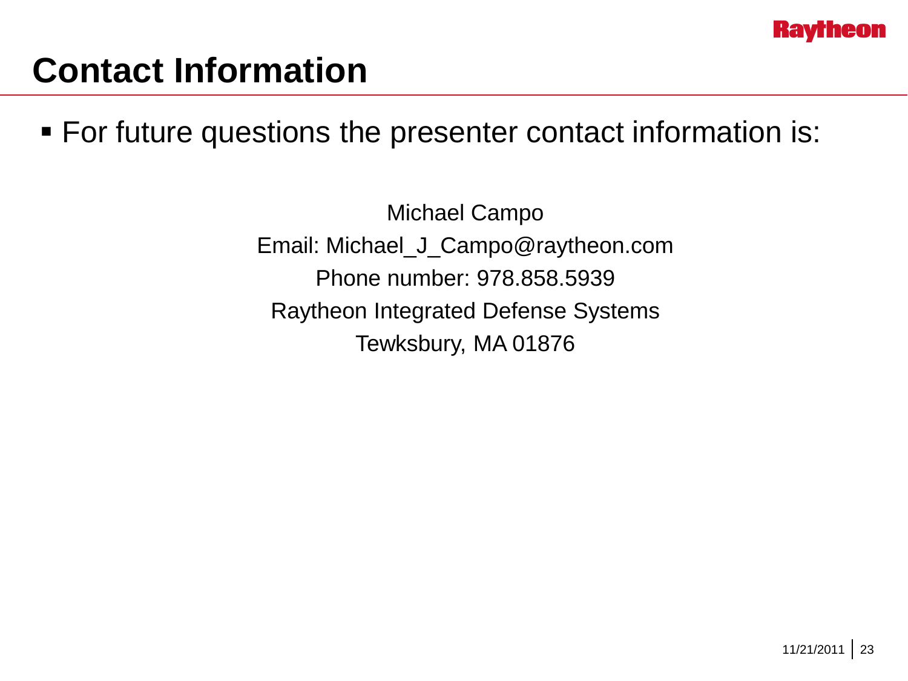# Contact Information

- For future questions the presenter contact information is:

Michael Campo
Email: Michael_J_Campo@raytheon.com
Phone number: 978.858.5939
Raytheon Integrated Defense Systems
Tewksbury, MA 01876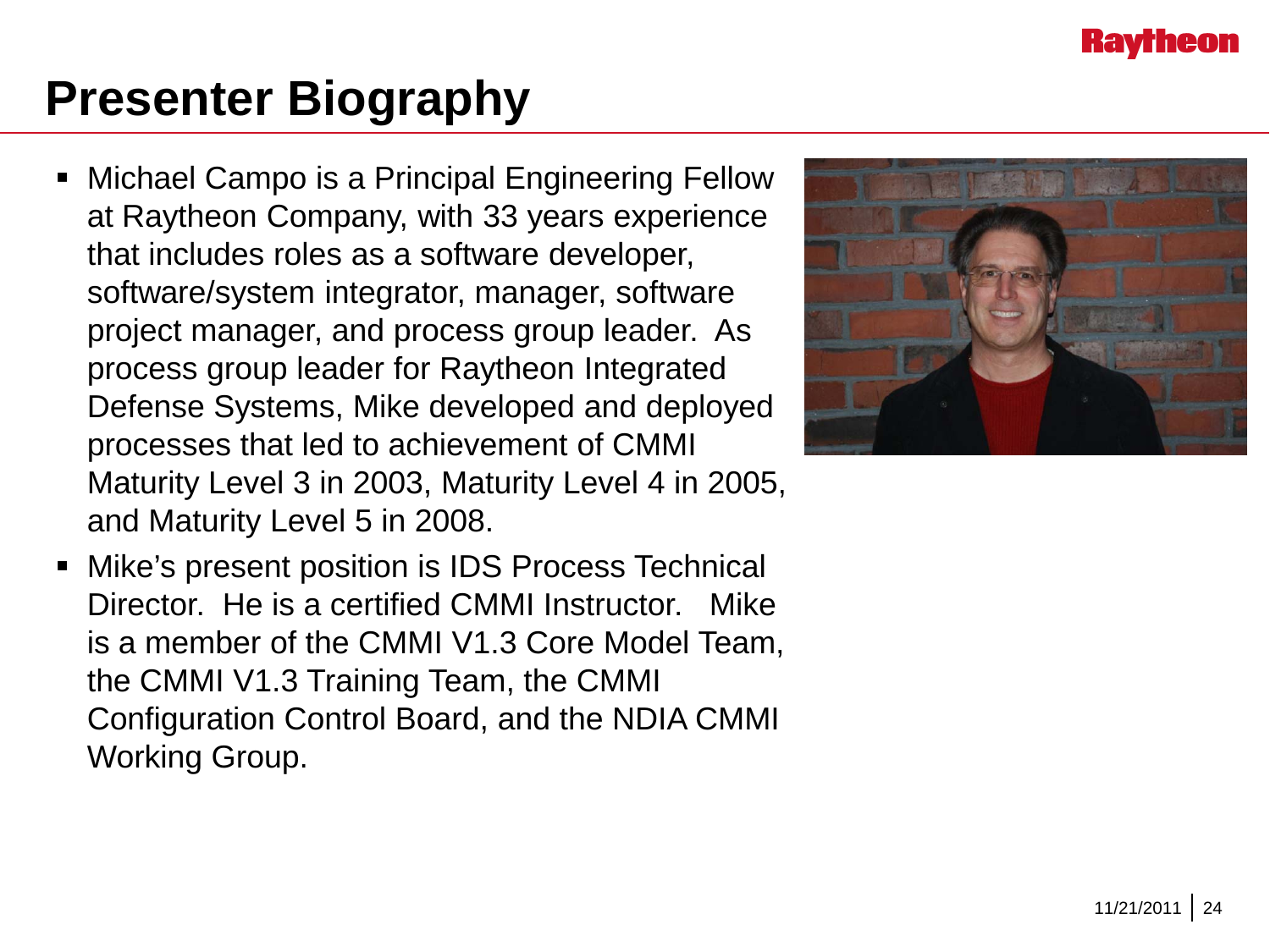# Presenter Biography

- Michael Campo is a Principal Engineering Fellow at Raytheon Company, with 33 years experience that includes roles as a software developer, software/system integrator, manager, software project manager, and process group leader. As process group leader for Raytheon Integrated Defense Systems, Mike developed and deployed processes that led to achievement of CMMI Maturity Level 3 in 2003, Maturity Level 4 in 2005, and Maturity Level 5 in 2008.
- Mike's present position is IDS Process Technical Director. He is a certified CMMI Instructor. Mike is a member of the CMMI V1.3 Core Model Team, the CMMI V1.3 Training Team, the CMMI Configuration Control Board, and the NDIA CMMI Working Group.